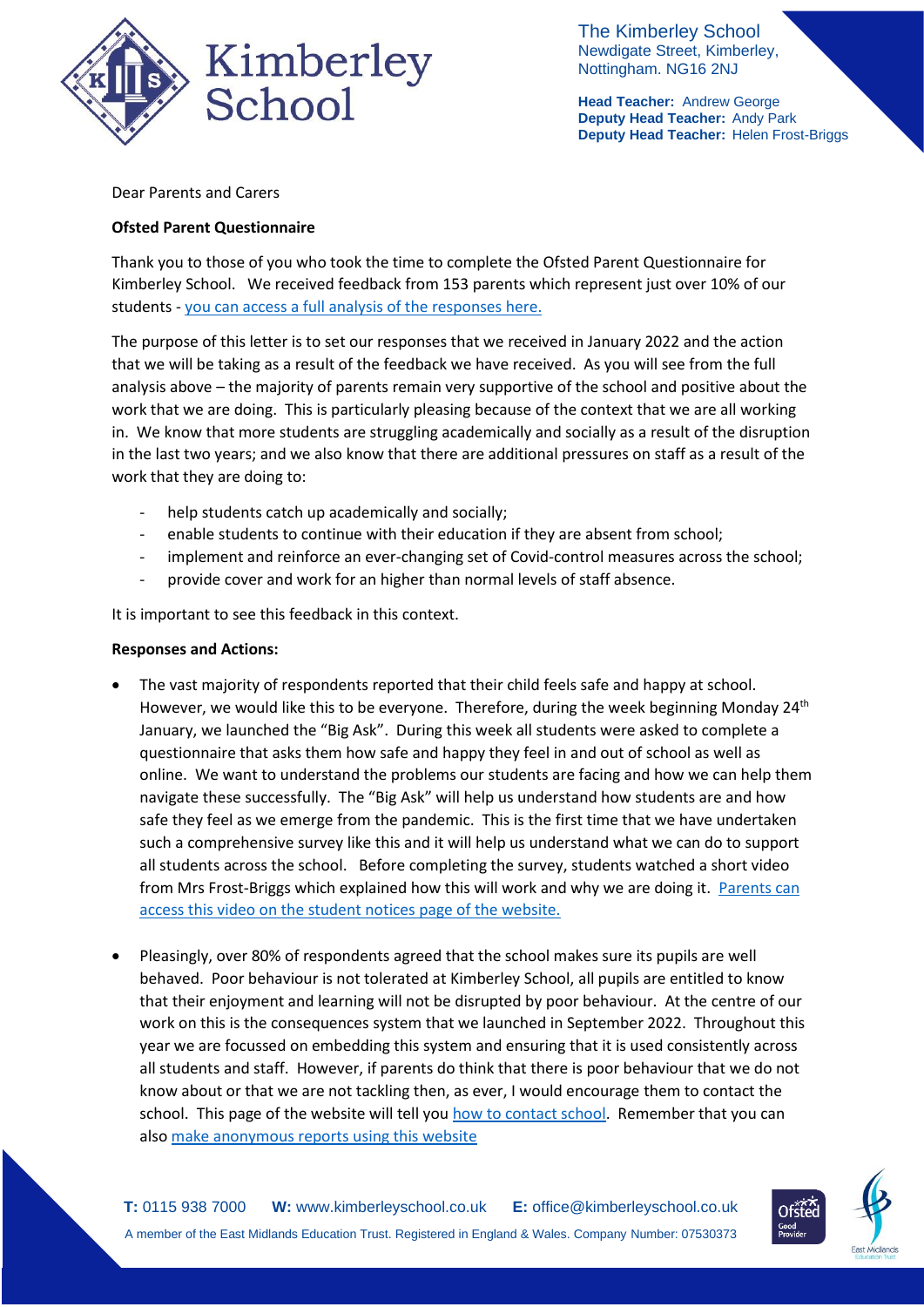The Kimberley School
Newdigate Street, Kimberley,
Nottingham. NG16 2NJ

**Head Teacher:** Andrew George
**Deputy Head Teacher:** Andy Park
**Deputy Head Teacher:** Helen Frost-Briggs

Dear Parents and Carers

**Ofsted Parent Questionnaire**

Thank you to those of you who took the time to complete the Ofsted Parent Questionnaire for Kimberley School. We received feedback from 153 parents which represent just over 10% of our students - you can access a full analysis of the responses here.

The purpose of this letter is to set our responses that we received in January 2022 and the action that we will be taking as a result of the feedback we have received. As you will see from the full analysis above – the majority of parents remain very supportive of the school and positive about the work that we are doing. This is particularly pleasing because of the context that we are all working in. We know that more students are struggling academically and socially as a result of the disruption in the last two years; and we also know that there are additional pressures on staff as a result of the work that they are doing to:

- help students catch up academically and socially;
- enable students to continue with their education if they are absent from school;
- implement and reinforce an ever-changing set of Covid-control measures across the school;
- provide cover and work for an higher than normal levels of staff absence.

It is important to see this feedback in this context.

**Responses and Actions:**

- The vast majority of respondents reported that their child feels safe and happy at school. However, we would like this to be everyone. Therefore, during the week beginning Monday 24th January, we launched the "Big Ask". During this week all students were asked to complete a questionnaire that asks them how safe and happy they feel in and out of school as well as online. We want to understand the problems our students are facing and how we can help them navigate these successfully. The "Big Ask" will help us understand how students are and how safe they feel as we emerge from the pandemic. This is the first time that we have undertaken such a comprehensive survey like this and it will help us understand what we can do to support all students across the school. Before completing the survey, students watched a short video from Mrs Frost-Briggs which explained how this will work and why we are doing it. Parents can access this video on the student notices page of the website.

- Pleasingly, over 80% of respondents agreed that the school makes sure its pupils are well behaved. Poor behaviour is not tolerated at Kimberley School, all pupils are entitled to know that their enjoyment and learning will not be disrupted by poor behaviour. At the centre of our work on this is the consequences system that we launched in September 2022. Throughout this year we are focussed on embedding this system and ensuring that it is used consistently across all students and staff. However, if parents do think that there is poor behaviour that we do not know about or that we are not tackling then, as ever, I would encourage them to contact the school. This page of the website will tell you how to contact school. Remember that you can also make anonymous reports using this website

**T:** 0115 938 7000 **W:** www.kimberleyschool.co.uk **E:** office@kimberleyschool.co.uk
A member of the East Midlands Education Trust. Registered in England & Wales. Company Number: 07530373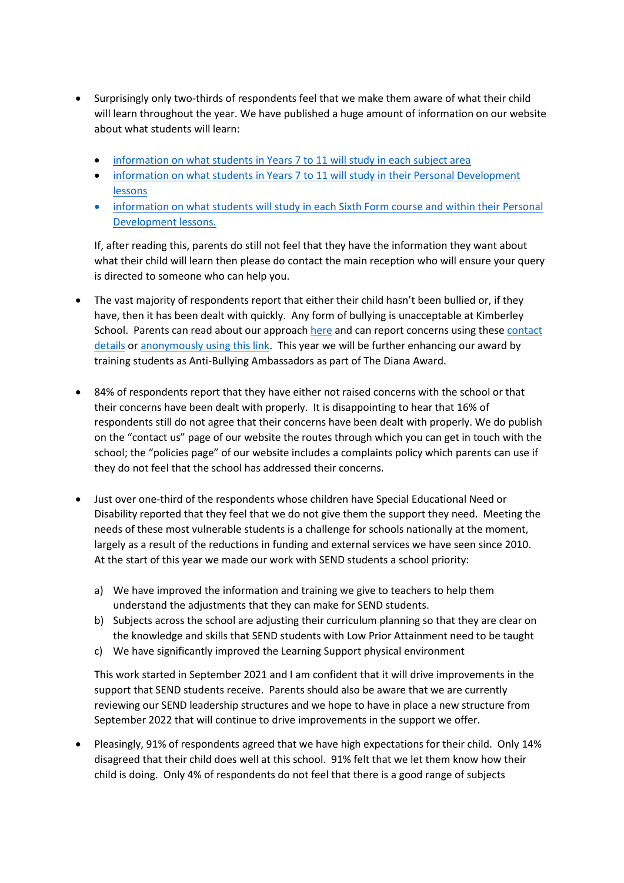- Surprisingly only two-thirds of respondents feel that we make them aware of what their child will learn throughout the year. We have published a huge amount of information on our website about what students will learn:

  - information on what students in Years 7 to 11 will study in each subject area
  - information on what students in Years 7 to 11 will study in their Personal Development lessons
  - information on what students will study in each Sixth Form course and within their Personal Development lessons.

  If, after reading this, parents do still not feel that they have the information they want about what their child will learn then please do contact the main reception who will ensure your query is directed to someone who can help you.

- The vast majority of respondents report that either their child hasn't been bullied or, if they have, then it has been dealt with quickly. Any form of bullying is unacceptable at Kimberley School. Parents can read about our approach here and can report concerns using these contact details or anonymously using this link. This year we will be further enhancing our award by training students as Anti-Bullying Ambassadors as part of The Diana Award.

- 84% of respondents report that they have either not raised concerns with the school or that their concerns have been dealt with properly. It is disappointing to hear that 16% of respondents still do not agree that their concerns have been dealt with properly. We do publish on the "contact us" page of our website the routes through which you can get in touch with the school; the "policies page" of our website includes a complaints policy which parents can use if they do not feel that the school has addressed their concerns.

- Just over one-third of the respondents whose children have Special Educational Need or Disability reported that they feel that we do not give them the support they need. Meeting the needs of these most vulnerable students is a challenge for schools nationally at the moment, largely as a result of the reductions in funding and external services we have seen since 2010. At the start of this year we made our work with SEND students a school priority:

  a) We have improved the information and training we give to teachers to help them understand the adjustments that they can make for SEND students.
  b) Subjects across the school are adjusting their curriculum planning so that they are clear on the knowledge and skills that SEND students with Low Prior Attainment need to be taught
  c) We have significantly improved the Learning Support physical environment

  This work started in September 2021 and I am confident that it will drive improvements in the support that SEND students receive. Parents should also be aware that we are currently reviewing our SEND leadership structures and we hope to have in place a new structure from September 2022 that will continue to drive improvements in the support we offer.

- Pleasingly, 91% of respondents agreed that we have high expectations for their child. Only 14% disagreed that their child does well at this school. 91% felt that we let them know how their child is doing. Only 4% of respondents do not feel that there is a good range of subjects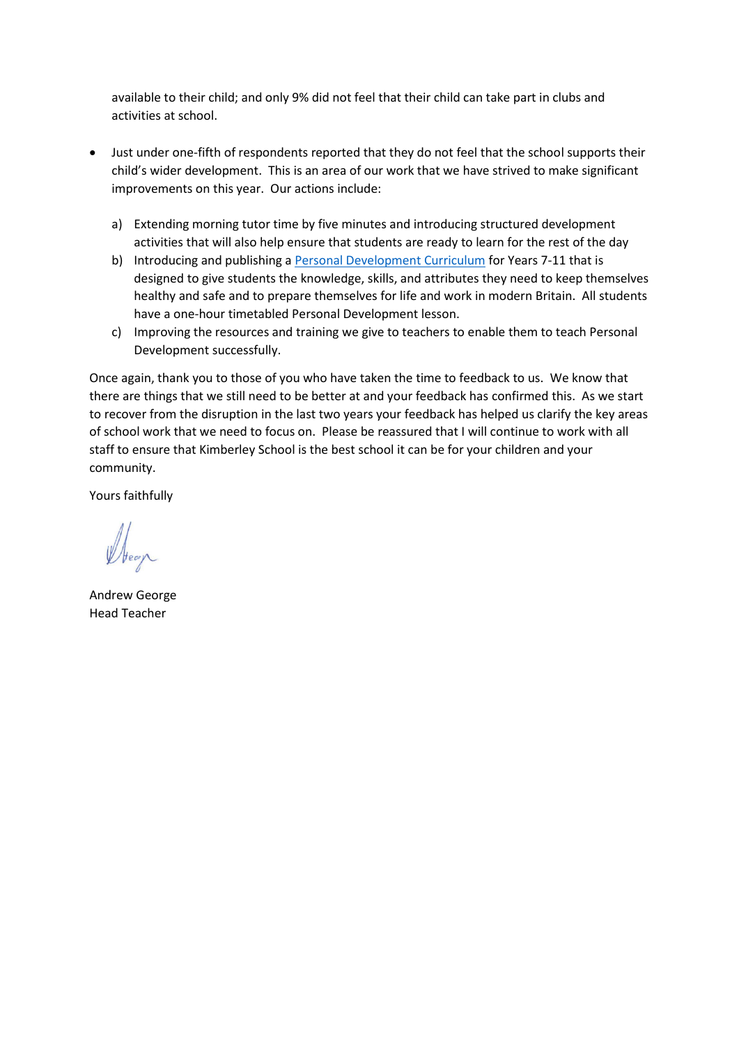available to their child; and only 9% did not feel that their child can take part in clubs and activities at school.

- Just under one-fifth of respondents reported that they do not feel that the school supports their child's wider development. This is an area of our work that we have strived to make significant improvements on this year. Our actions include:

  a) Extending morning tutor time by five minutes and introducing structured development activities that will also help ensure that students are ready to learn for the rest of the day
  b) Introducing and publishing a Personal Development Curriculum for Years 7-11 that is designed to give students the knowledge, skills, and attributes they need to keep themselves healthy and safe and to prepare themselves for life and work in modern Britain. All students have a one-hour timetabled Personal Development lesson.
  c) Improving the resources and training we give to teachers to enable them to teach Personal Development successfully.

Once again, thank you to those of you who have taken the time to feedback to us. We know that there are things that we still need to be better at and your feedback has confirmed this. As we start to recover from the disruption in the last two years your feedback has helped us clarify the key areas of school work that we need to focus on. Please be reassured that I will continue to work with all staff to ensure that Kimberley School is the best school it can be for your children and your community.

Yours faithfully

Andrew George
Head Teacher